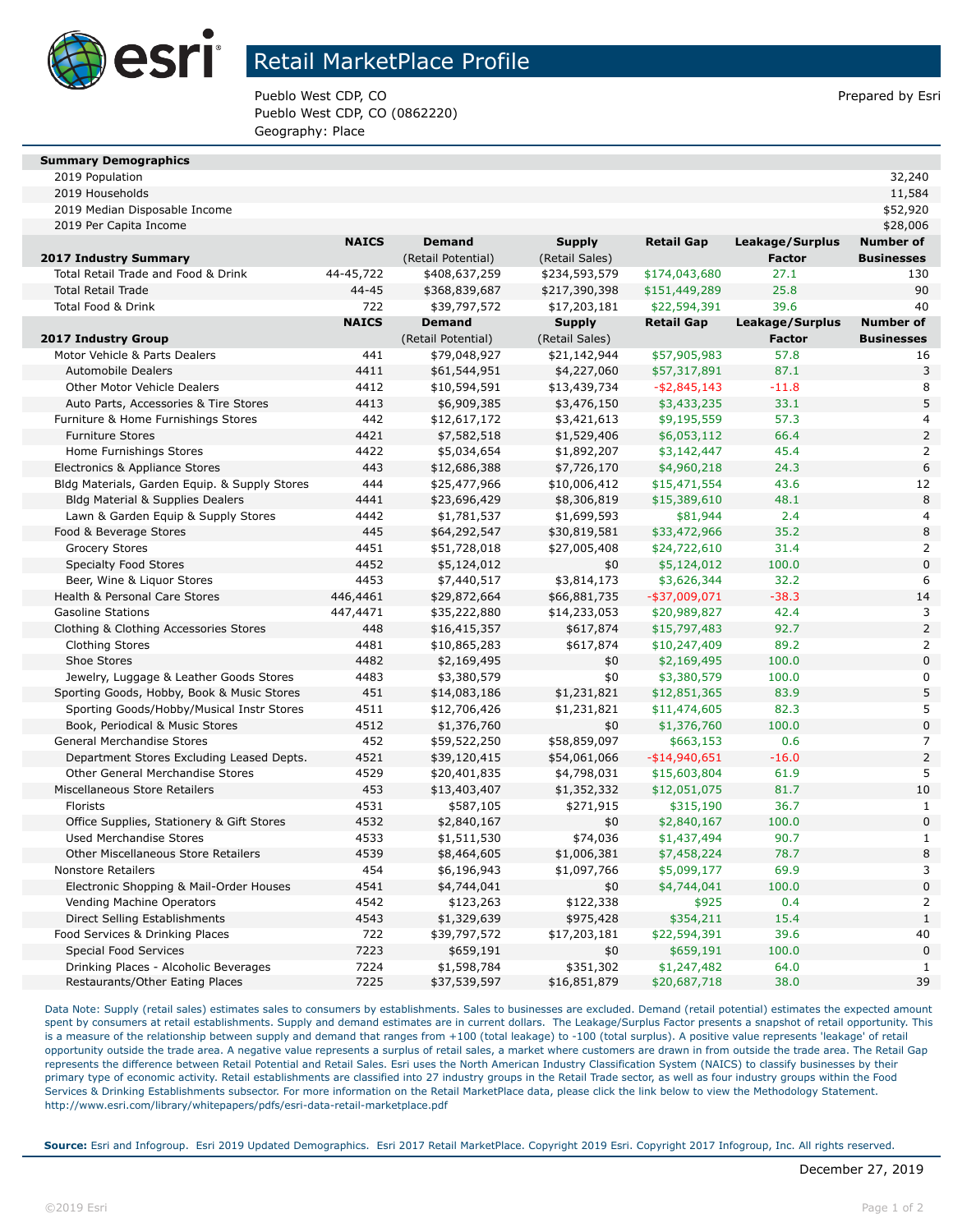# Retail MarketPlace Profile

Pueblo West CDP, CO
Pueblo West CDP, CO (0862220)
Geography: Place

Prepared by Esri

| Summary Demographics | |
|---|---|
| 2019 Population | 32,240 |
| 2019 Households | 11,584 |
| 2019 Median Disposable Income | $52,920 |
| 2019 Per Capita Income | $28,006 |

| 2017 Industry Summary | NAICS | Demand (Retail Potential) | Supply (Retail Sales) | Retail Gap | Leakage/Surplus Factor | Number of Businesses |
|---|---|---|---|---|---|---|
| Total Retail Trade and Food & Drink | 44-45,722 | $408,637,259 | $234,593,579 | $174,043,680 | 27.1 | 130 |
| Total Retail Trade | 44-45 | $368,839,687 | $217,390,398 | $151,449,289 | 25.8 | 90 |
| Total Food & Drink | 722 | $39,797,572 | $17,203,181 | $22,594,391 | 39.6 | 40 |

| 2017 Industry Group | NAICS | Demand (Retail Potential) | Supply (Retail Sales) | Retail Gap | Leakage/Surplus Factor | Number of Businesses |
|---|---|---|---|---|---|---|
| Motor Vehicle & Parts Dealers | 441 | $79,048,927 | $21,142,944 | $57,905,983 | 57.8 | 16 |
| Automobile Dealers | 4411 | $61,544,951 | $4,227,060 | $57,317,891 | 87.1 | 3 |
| Other Motor Vehicle Dealers | 4412 | $10,594,591 | $13,439,734 | -$2,845,143 | -11.8 | 8 |
| Auto Parts, Accessories & Tire Stores | 4413 | $6,909,385 | $3,476,150 | $3,433,235 | 33.1 | 5 |
| Furniture & Home Furnishings Stores | 442 | $12,617,172 | $3,421,613 | $9,195,559 | 57.3 | 4 |
| Furniture Stores | 4421 | $7,582,518 | $1,529,406 | $6,053,112 | 66.4 | 2 |
| Home Furnishings Stores | 4422 | $5,034,654 | $1,892,207 | $3,142,447 | 45.4 | 2 |
| Electronics & Appliance Stores | 443 | $12,686,388 | $7,726,170 | $4,960,218 | 24.3 | 6 |
| Bldg Materials, Garden Equip. & Supply Stores | 444 | $25,477,966 | $10,006,412 | $15,471,554 | 43.6 | 12 |
| Bldg Material & Supplies Dealers | 4441 | $23,696,429 | $8,306,819 | $15,389,610 | 48.1 | 8 |
| Lawn & Garden Equip & Supply Stores | 4442 | $1,781,537 | $1,699,593 | $81,944 | 2.4 | 4 |
| Food & Beverage Stores | 445 | $64,292,547 | $30,819,581 | $33,472,966 | 35.2 | 8 |
| Grocery Stores | 4451 | $51,728,018 | $27,005,408 | $24,722,610 | 31.4 | 2 |
| Specialty Food Stores | 4452 | $5,124,012 | $0 | $5,124,012 | 100.0 | 0 |
| Beer, Wine & Liquor Stores | 4453 | $7,440,517 | $3,814,173 | $3,626,344 | 32.2 | 6 |
| Health & Personal Care Stores | 446,4461 | $29,872,664 | $66,881,735 | -$37,009,071 | -38.3 | 14 |
| Gasoline Stations | 447,4471 | $35,222,880 | $14,233,053 | $20,989,827 | 42.4 | 3 |
| Clothing & Clothing Accessories Stores | 448 | $16,415,357 | $617,874 | $15,797,483 | 92.7 | 2 |
| Clothing Stores | 4481 | $10,865,283 | $617,874 | $10,247,409 | 89.2 | 2 |
| Shoe Stores | 4482 | $2,169,495 | $0 | $2,169,495 | 100.0 | 0 |
| Jewelry, Luggage & Leather Goods Stores | 4483 | $3,380,579 | $0 | $3,380,579 | 100.0 | 0 |
| Sporting Goods, Hobby, Book & Music Stores | 451 | $14,083,186 | $1,231,821 | $12,851,365 | 83.9 | 5 |
| Sporting Goods/Hobby/Musical Instr Stores | 4511 | $12,706,426 | $1,231,821 | $11,474,605 | 82.3 | 5 |
| Book, Periodical & Music Stores | 4512 | $1,376,760 | $0 | $1,376,760 | 100.0 | 0 |
| General Merchandise Stores | 452 | $59,522,250 | $58,859,097 | $663,153 | 0.6 | 7 |
| Department Stores Excluding Leased Depts. | 4521 | $39,120,415 | $54,061,066 | -$14,940,651 | -16.0 | 2 |
| Other General Merchandise Stores | 4529 | $20,401,835 | $4,798,031 | $15,603,804 | 61.9 | 5 |
| Miscellaneous Store Retailers | 453 | $13,403,407 | $1,352,332 | $12,051,075 | 81.7 | 10 |
| Florists | 4531 | $587,105 | $271,915 | $315,190 | 36.7 | 1 |
| Office Supplies, Stationery & Gift Stores | 4532 | $2,840,167 | $0 | $2,840,167 | 100.0 | 0 |
| Used Merchandise Stores | 4533 | $1,511,530 | $74,036 | $1,437,494 | 90.7 | 1 |
| Other Miscellaneous Store Retailers | 4539 | $8,464,605 | $1,006,381 | $7,458,224 | 78.7 | 8 |
| Nonstore Retailers | 454 | $6,196,943 | $1,097,766 | $5,099,177 | 69.9 | 3 |
| Electronic Shopping & Mail-Order Houses | 4541 | $4,744,041 | $0 | $4,744,041 | 100.0 | 0 |
| Vending Machine Operators | 4542 | $123,263 | $122,338 | $925 | 0.4 | 2 |
| Direct Selling Establishments | 4543 | $1,329,639 | $975,428 | $354,211 | 15.4 | 1 |
| Food Services & Drinking Places | 722 | $39,797,572 | $17,203,181 | $22,594,391 | 39.6 | 40 |
| Special Food Services | 7223 | $659,191 | $0 | $659,191 | 100.0 | 0 |
| Drinking Places - Alcoholic Beverages | 7224 | $1,598,784 | $351,302 | $1,247,482 | 64.0 | 1 |
| Restaurants/Other Eating Places | 7225 | $37,539,597 | $16,851,879 | $20,687,718 | 38.0 | 39 |

Data Note: Supply (retail sales) estimates sales to consumers by establishments. Sales to businesses are excluded. Demand (retail potential) estimates the expected amount spent by consumers at retail establishments. Supply and demand estimates are in current dollars. The Leakage/Surplus Factor presents a snapshot of retail opportunity. This is a measure of the relationship between supply and demand that ranges from +100 (total leakage) to -100 (total surplus). A positive value represents 'leakage' of retail opportunity outside the trade area. A negative value represents a surplus of retail sales, a market where customers are drawn in from outside the trade area. The Retail Gap represents the difference between Retail Potential and Retail Sales. Esri uses the North American Industry Classification System (NAICS) to classify businesses by their primary type of economic activity. Retail establishments are classified into 27 industry groups in the Retail Trade sector, as well as four industry groups within the Food Services & Drinking Establishments subsector. For more information on the Retail MarketPlace data, please click the link below to view the Methodology Statement.
http://www.esri.com/library/whitepapers/pdfs/esri-data-retail-marketplace.pdf

**Source:** Esri and Infogroup. Esri 2019 Updated Demographics. Esri 2017 Retail MarketPlace. Copyright 2019 Esri. Copyright 2017 Infogroup, Inc. All rights reserved.

December 27, 2019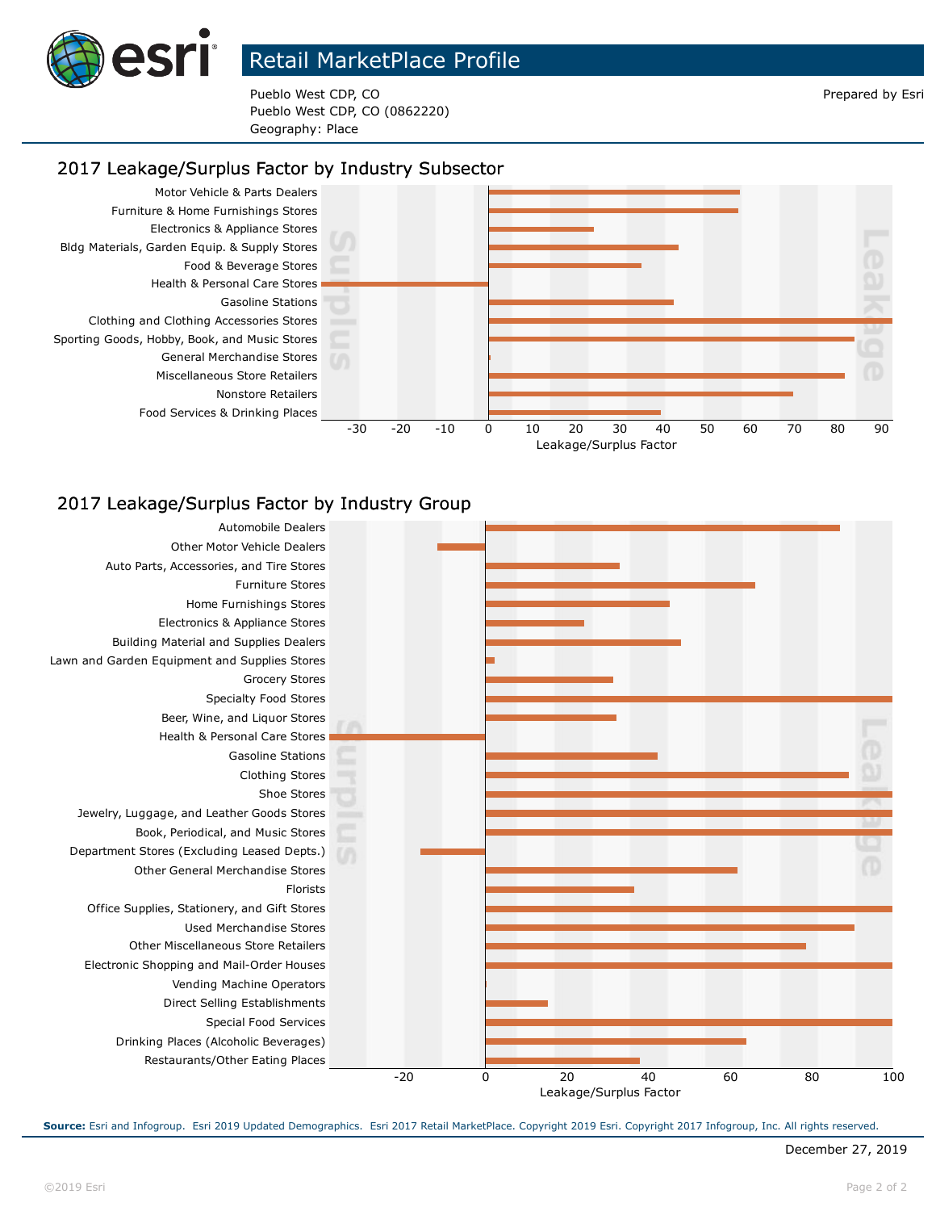# Retail MarketPlace Profile

Pueblo West CDP, CO
Pueblo West CDP, CO (0862220)
Geography: Place

Prepared by Esri

## 2017 Leakage/Surplus Factor by Industry Subsector

Motor Vehicle & Parts Dealers
Furniture & Home Furnishings Stores
Electronics & Appliance Stores
Bldg Materials, Garden Equip. & Supply Stores
Food & Beverage Stores
Health & Personal Care Stores
Gasoline Stations
Clothing and Clothing Accessories Stores
Sporting Goods, Hobby, Book, and Music Stores
General Merchandise Stores
Miscellaneous Store Retailers
Nonstore Retailers
Food Services & Drinking Places

Surplus
Leakage

-30 -20 -10 0 10 20 30 40 50 60 70 80 90

Leakage/Surplus Factor

## 2017 Leakage/Surplus Factor by Industry Group

Automobile Dealers
Other Motor Vehicle Dealers
Auto Parts, Accessories, and Tire Stores
Furniture Stores
Home Furnishings Stores
Electronics & Appliance Stores
Building Material and Supplies Dealers
Lawn and Garden Equipment and Supplies Stores
Grocery Stores
Specialty Food Stores
Beer, Wine, and Liquor Stores
Health & Personal Care Stores
Gasoline Stations
Clothing Stores
Shoe Stores
Jewelry, Luggage, and Leather Goods Stores
Book, Periodical, and Music Stores
Department Stores (Excluding Leased Depts.)
Other General Merchandise Stores
Florists
Office Supplies, Stationery, and Gift Stores
Used Merchandise Stores
Other Miscellaneous Store Retailers
Electronic Shopping and Mail-Order Houses
Vending Machine Operators
Direct Selling Establishments
Special Food Services
Drinking Places (Alcoholic Beverages)
Restaurants/Other Eating Places

Surplus
Leakage

-20 0 20 40 60 80 100

Leakage/Surplus Factor

**Source:** Esri and Infogroup. Esri 2019 Updated Demographics. Esri 2017 Retail MarketPlace. Copyright 2019 Esri. Copyright 2017 Infogroup, Inc. All rights reserved.

December 27, 2019